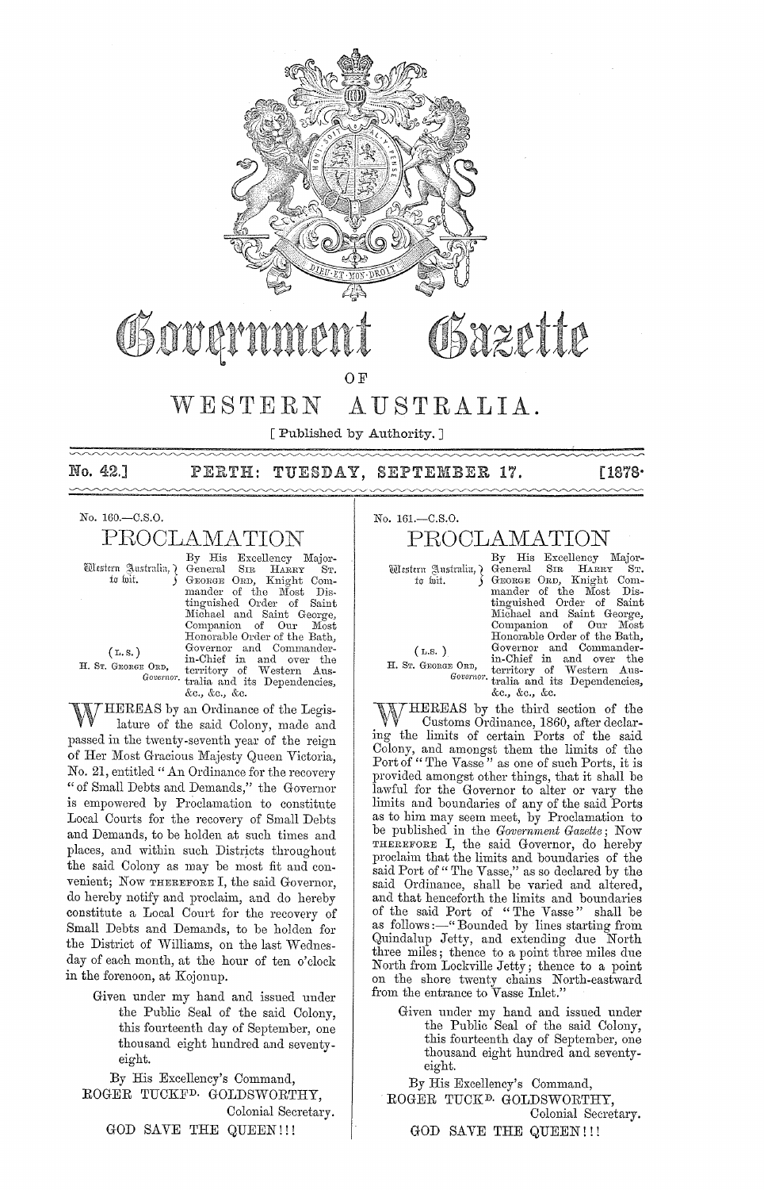# Government Gazette

OF

# WESTERN AUSTRALIA.

[ Published by Authority. ]

**No. 42.] PERTH: TUESDAY, SEPTEMBER 17. [1878.**

---

No. 160.—C.S.O.

## PROCLAMATION

Western Australia, to wit.

(L.S.)
H. ST. GEORGE ORD, *Governor.*

By His Excellency Major-General SIR HARRY ST. GEORGE ORD, Knight Commander of the Most Distinguished Order of Saint Michael and Saint George, Companion of Our Most Honorable Order of the Bath, Governor and Commander-in-Chief in and over the territory of Western Australia and its Dependencies, &c., &c., &c.

WHEREAS by an Ordinance of the Legislature of the said Colony, made and passed in the twenty-seventh year of the reign of Her Most Gracious Majesty Queen Victoria, No. 21, entitled "An Ordinance for the recovery "of Small Debts and Demands," the Governor is empowered by Proclamation to constitute Local Courts for the recovery of Small Debts and Demands, to be holden at such times and places, and within such Districts throughout the said Colony as may be most fit and convenient; Now THEREFORE I, the said Governor, do hereby notify and proclaim, and do hereby constitute a Local Court for the recovery of Small Debts and Demands, to be holden for the District of Williams, on the last Wednesday of each month, at the hour of ten o'clock in the forenoon, at Kojonup.

Given under my hand and issued under the Public Seal of the said Colony, this fourteenth day of September, one thousand eight hundred and seventy-eight.

By His Excellency's Command,
ROGER TUCKF^D. GOLDSWORTHY,
Colonial Secretary.

GOD SAVE THE QUEEN!!!

---

No. 161.—C.S.O.

## PROCLAMATION

Western Australia, to wit.

(L.S.)
H. ST. GEORGE ORD, *Governor.*

By His Excellency Major-General SIR HARRY ST. GEORGE ORD, Knight Commander of the Most Distinguished Order of Saint Michael and Saint George, Companion of Our Most Honorable Order of the Bath, Governor and Commander-in-Chief in and over the territory of Western Australia and its Dependencies, &c., &c., &c.

WHEREAS by the third section of the Customs Ordinance, 1860, after declaring the limits of certain Ports of the said Colony, and amongst them the limits of the Port of "The Vasse" as one of such Ports, it is provided amongst other things, that it shall be lawful for the Governor to alter or vary the limits and boundaries of any of the said Ports as to him may seem meet, by Proclamation to be published in the *Government Gazette*; Now THEREFORE I, the said Governor, do hereby proclaim that the limits and boundaries of the said Port of "The Vasse," as so declared by the said Ordinance, shall be varied and altered, and that henceforth the limits and boundaries of the said Port of "The Vasse" shall be as follows:—"Bounded by lines starting from Quindalup Jetty, and extending due North three miles; thence to a point three miles due North from Lockville Jetty; thence to a point on the shore twenty chains North-eastward from the entrance to Vasse Inlet."

Given under my hand and issued under the Public Seal of the said Colony, this fourteenth day of September, one thousand eight hundred and seventy-eight.

By His Excellency's Command,
ROGER TUCK^D. GOLDSWORTHY,
Colonial Secretary.

GOD SAVE THE QUEEN!!!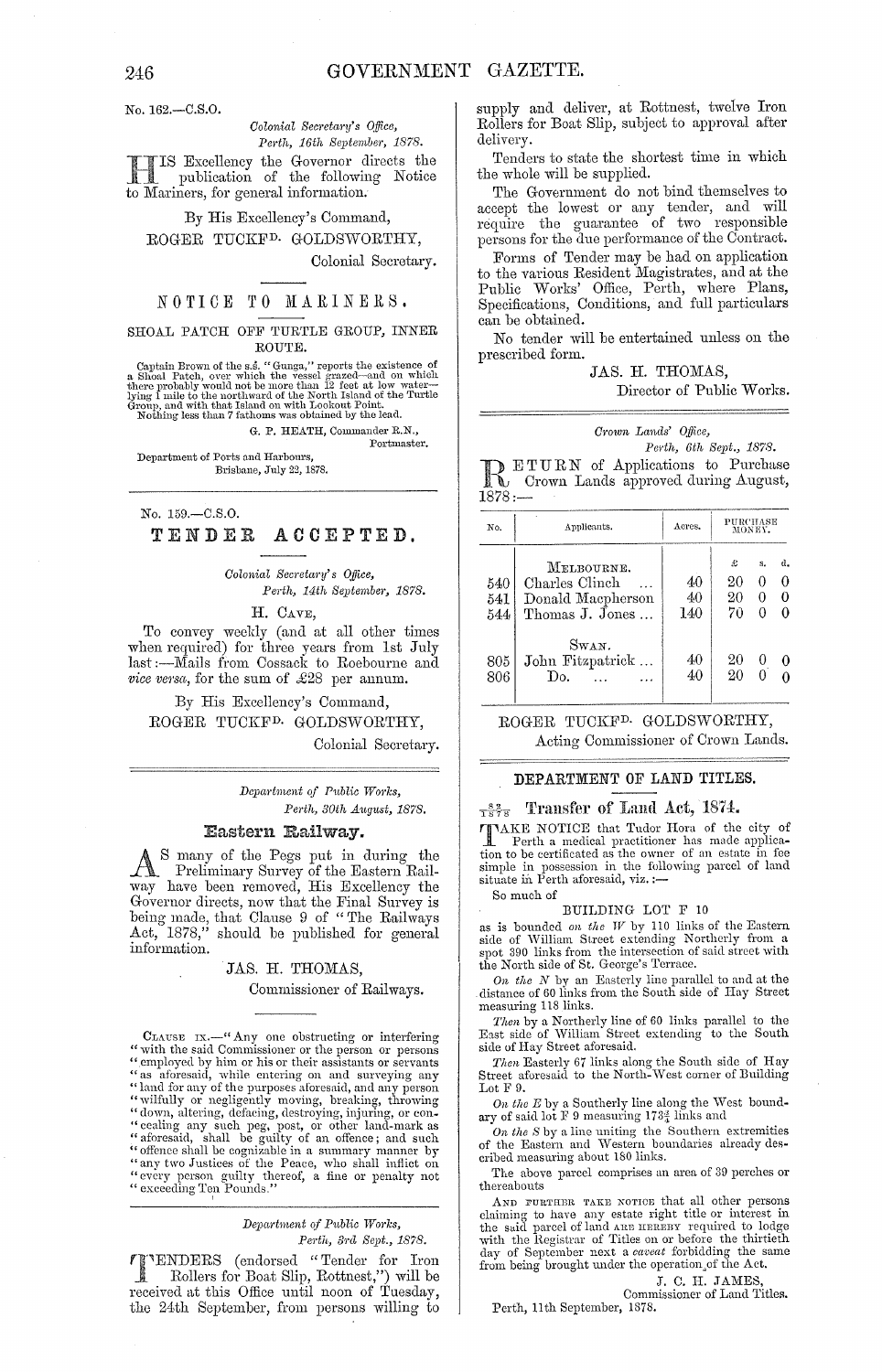No. 162.—C.S.O.

*Colonial Secretary's Office,*
*Perth, 16th September, 1878.*

HIS Excellency the Governor directs the publication of the following Notice to Mariners, for general information.

By His Excellency's Command,
ROGER TUCKFD. GOLDSWORTHY,
Colonial Secretary.

## NOTICE TO MARINERS.

### SHOAL PATCH OFF TURTLE GROUP, INNER ROUTE.

Captain Brown of the s.s. "Gunga," reports the existence of a Shoal Patch, over which the vessel grazed—and on which there probably would not be more than 12 feet at low water—lying 1 mile to the northward of the North Island of the Turtle Group, and with that Island on with Lookout Point.
Nothing less than 7 fathoms was obtained by the lead.

G. P. HEATH, Commander R.N.,
Portmaster.

Department of Ports and Harbours,
Brisbane, July 22, 1878.

---

No. 159.—C.S.O.

## TENDER ACCEPTED.

*Colonial Secretary's Office,*
*Perth, 14th September, 1878.*

H. CAVE,

To convey weekly (and at all other times when required) for three years from 1st July last:—Mails from Cossack to Roebourne and *vice versa*, for the sum of £28 per annum.

By His Excellency's Command,
ROGER TUCKFD. GOLDSWORTHY,
Colonial Secretary.

---

*Department of Public Works,*
*Perth, 30th August, 1878.*

## Eastern Railway.

AS many of the Pegs put in during the Preliminary Survey of the Eastern Railway have been removed, His Excellency the Governor directs, now that the Final Survey is being made, that Clause 9 of "The Railways Act, 1878," should be published for general information.

JAS. H. THOMAS,
Commissioner of Railways.

CLAUSE IX.—"Any one obstructing or interfering "with the said Commissioner or the person or persons "employed by him or his or their assistants or servants "as aforesaid, while entering on and surveying any "land for any of the purposes aforesaid, and any person "wilfully or negligently moving, breaking, throwing "down, altering, defacing, destroying, injuring, or con- "cealing any such peg, post, or other land-mark as "aforesaid, shall be guilty of an offence; and such "offence shall be cognizable in a summary manner by "any two Justices of the Peace, who shall inflict on "every person guilty thereof, a fine or penalty not "exceeding Ten Pounds."

---

*Department of Public Works,*
*Perth, 3rd Sept., 1878.*

TENDERS (endorsed "Tender for Iron Rollers for Boat Slip, Rottnest,") will be received at this Office until noon of Tuesday, the 24th September, from persons willing to supply and deliver, at Rottnest, twelve Iron Rollers for Boat Slip, subject to approval after delivery.

Tenders to state the shortest time in which the whole will be supplied.

The Government do not bind themselves to accept the lowest or any tender, and will require the guarantee of two responsible persons for the due performance of the Contract.

Forms of Tender may be had on application to the various Resident Magistrates, and at the Public Works' Office, Perth, where Plans, Specifications, Conditions, and full particulars can be obtained.

No tender will be entertained unless on the prescribed form.

JAS. H. THOMAS,
Director of Public Works.

---

*Crown Lands' Office,*
*Perth, 6th Sept., 1878.*

RETURN of Applications to Purchase Crown Lands approved during August, 1878:—

| No. | Applicants. | Acres. | Purchase Money. £ | s. | d. |
|---|---|---|---|---|---|
| | MELBOURNE. | | | | |
| 540 | Charles Clinch ... | 40 | 20 | 0 | 0 |
| 541 | Donald Macpherson | 40 | 20 | 0 | 0 |
| 544 | Thomas J. Jones ... | 140 | 70 | 0 | 0 |
| | SWAN. | | | | |
| 805 | John Fitzpatrick ... | 40 | 20 | 0 | 0 |
| 806 | Do. ... ... | 40 | 20 | 0 | 0 |

ROGER TUCKFD. GOLDSWORTHY,
Acting Commissioner of Crown Lands.

---

## DEPARTMENT OF LAND TITLES.

### 82/1878 Transfer of Land Act, 1874.

TAKE NOTICE that Tudor Hora of the city of Perth a medical practitioner has made application to be certificated as the owner of an estate in fee simple in possession in the following parcel of land situate in Perth aforesaid, viz.:—

So much of

BUILDING LOT F 10

as is bounded *on the W* by 110 links of the Eastern side of William Street extending Northerly from a spot 390 links from the intersection of said street with the North side of St. George's Terrace.

*On the N* by an Easterly line parallel to and at the distance of 60 links from the South side of Hay Street measuring 118 links.

*Then* by a Northerly line of 60 links parallel to the East side of William Street extending to the South side of Hay Street aforesaid.

*Then* Easterly 67 links along the South side of Hay Street aforesaid to the North-West corner of Building Lot F 9.

*On the E* by a Southerly line along the West boundary of said lot F 9 measuring 173¾ links and

*On the S* by a line uniting the Southern extremities of the Eastern and Western boundaries already described measuring about 180 links.

The above parcel comprises an area of 39 perches or thereabouts

AND FURTHER TAKE NOTICE that all other persons claiming to have any estate right title or interest in the said parcel of land ARE HEREBY required to lodge with the Registrar of Titles on or before the thirtieth day of September next a *caveat* forbidding the same from being brought under the operation of the Act.

J. C. H. JAMES,
Commissioner of Land Titles.

Perth, 11th September, 1878.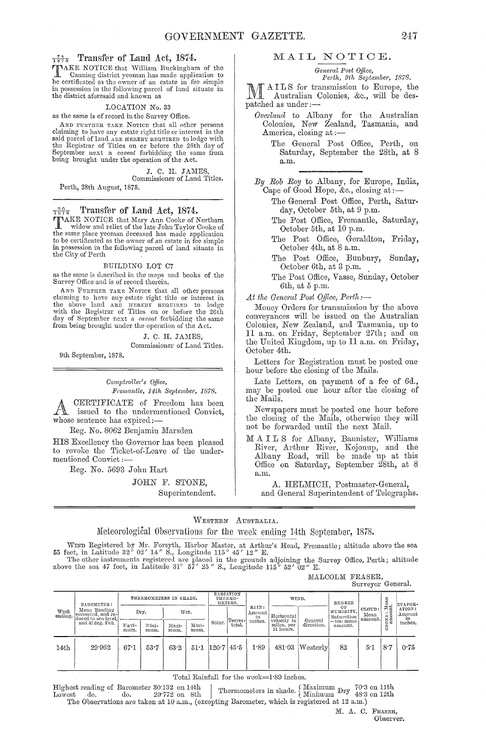## 74/1878 Transfer of Land Act, 1874.

TAKE NOTICE that William Buckingham of the Canning district yeoman has made application to be certificated as the owner of an estate in fee simple in possession in the following parcel of land situate in the district aforesaid and known as

LOCATION No. 33

as the same is of record in the Survey Office.

AND FURTHER TAKE NOTICE that all other persons claiming to have any estate right title or interest in the said parcel of land ARE HEREBY REQUIRED to lodge with the Registrar of Titles on or before the 26th day of September next a *caveat* forbidding the same from being brought under the operation of the Act.

J. C. H. JAMES,
Commissioner of Land Titles.

Perth, 28th August, 1878.

## 80/1878 Transfer of Land Act, 1874.

TAKE NOTICE that Mary Ann Cooke of Northam widow and relict of the late John Taylor Cooke of the same place yeoman deceased has made application to be certificated as the owner of an estate in fee simple in possession in the following parcel of land situate in the City of Perth

BUILDING LOT C7

as the same is described in the maps and books of the Survey Office and is of record therein.

AND FURTHER TAKE NOTICE that all other persons claiming to have any estate right title or interest in the above land ARE HEREBY REQUIRED to lodge with the Registrar of Titles on or before the 26th day of September next a *caveat* forbidding the same from being brought under the operation of the Act.

J. C. H. JAMES,
Commissioner of Land Titles.

9th September, 1878.

*Comptroller's Office,*
*Fremantle, 14th September, 1878.*

A CERTIFICATE of Freedom has been issued to the undermentioned Convict, whose sentence has expired:—

Reg. No. 8062 Benjamin Marsden

HIS Excellency the Governor has been pleased to revoke the Ticket-of-Leave of the undermentioned Convict:—

Reg. No. 5693 John Hart

JOHN F. STONE,
Superintendent.

## MAIL NOTICE.

*General Post Office,*
*Perth, 9th September, 1878.*

MAILS for transmission to Europe, the Australian Colonies, &c., will be despatched as under:—

*Overland* to Albany for the Australian Colonies, New Zealand, Tasmania, and America, closing at:—

The General Post Office, Perth, on Saturday, September the 28th, at 8 a.m.

*By Rob Roy* to Albany, for Europe, India, Cape of Good Hope, &c., closing at:—

The General Post Office, Perth, Saturday, October 5th, at 9 p.m.

The Post Office, Fremantle, Saturday, October 5th, at 10 p.m.

The Post Office, Geraldton, Friday, October 4th, at 8 a.m.

The Post Office, Bunbury, Sunday, October 6th, at 3 p.m.

The Post Office, Vasse, Sunday, October 6th, at 5 p.m.

*At the General Post Office, Perth:—*

Money Orders for transmission by the above conveyances will be issued on the Australian Colonies, New Zealand, and Tasmania, up to 11 a.m. on Friday, September 27th; and on the United Kingdom, up to 11 a.m. on Friday, October 4th.

Letters for Registration must be posted one hour before the closing of the Mails.

Late Letters, on payment of a fee of 6d., may be posted one hour after the closing of the Mails.

Newspapers must be posted one hour before the closing of the Mails, otherwise they will not be forwarded until the next Mail.

MAILS for Albany, Bannister, Williams River, Arthur River, Kojonup, and the Albany Road, will be made up at this Office on Saturday, September 28th, at 8 a.m.

A. HELMICH, Postmaster-General,
and General Superintendent of Telegraphs.

WESTERN AUSTRALIA.

## Meteorological Observations for the week ending 14th September, 1878.

WIND Registered by Mr. Forsyth, Harbor Master, at Arthur's Head, Fremantle; altitude above the sea 55 feet, in Latitude 32° 02′ 14″ S., Longitude 115° 45′ 12″ E.

The other instruments registered are placed in the grounds adjoining the Survey Office, Perth; altitude above the sea 47 feet, in Latitude 31° 57′ 25″ S., Longitude 115° 52′ 02″ E.

MALCOLM FRASER,
Surveyor General.

| Week ending. | BAROMETER: Mean Reading corrected, and reduced to sea level, and 32 deg. Fah. | THERMOMETERS IN SHADE. | | | | RADIATION THERMOMETERS. | | RAIN: Amount in inches. | WIND. | | DEGREE OF HUMIDITY, Saturation=100: mean amount. | CLOUD: Mean amount. | OZONE: Mean amount. | EVAPORATION: Amount in inches. |
|---|---|---|---|---|---|---|---|---|---|---|---|---|---|---|
| | | Dry. | | Wet. | | | | | | | | | | |
| | | Maximum. | Minimum. | Maximum. | Minimum. | Solar. | Terrestrial. | | Horizontal velocity in miles, per 24 hours. | General direction. | | | | |
| 14th | 29·962 | 67·1 | 53·7 | 63·2 | 51·1 | 120·7 | 45·5 | 1·89 | 481·03 | Westerly | 82 | 5·1 | 8·7 | 0·75 |

Total Rainfall for the week=1·89 inches.

Highest reading of Barometer 30·132 on 14th
Lowest do. do. 29·772 on 8th

Thermometers in shade. Maximum Dry 70·3 on 11th; Minimum Dry 48·3 on 12th

The Observations are taken at 10 a.m., (excepting Barometer, which is registered at 12 a.m.)

M. A. C. FRASER,
Observer.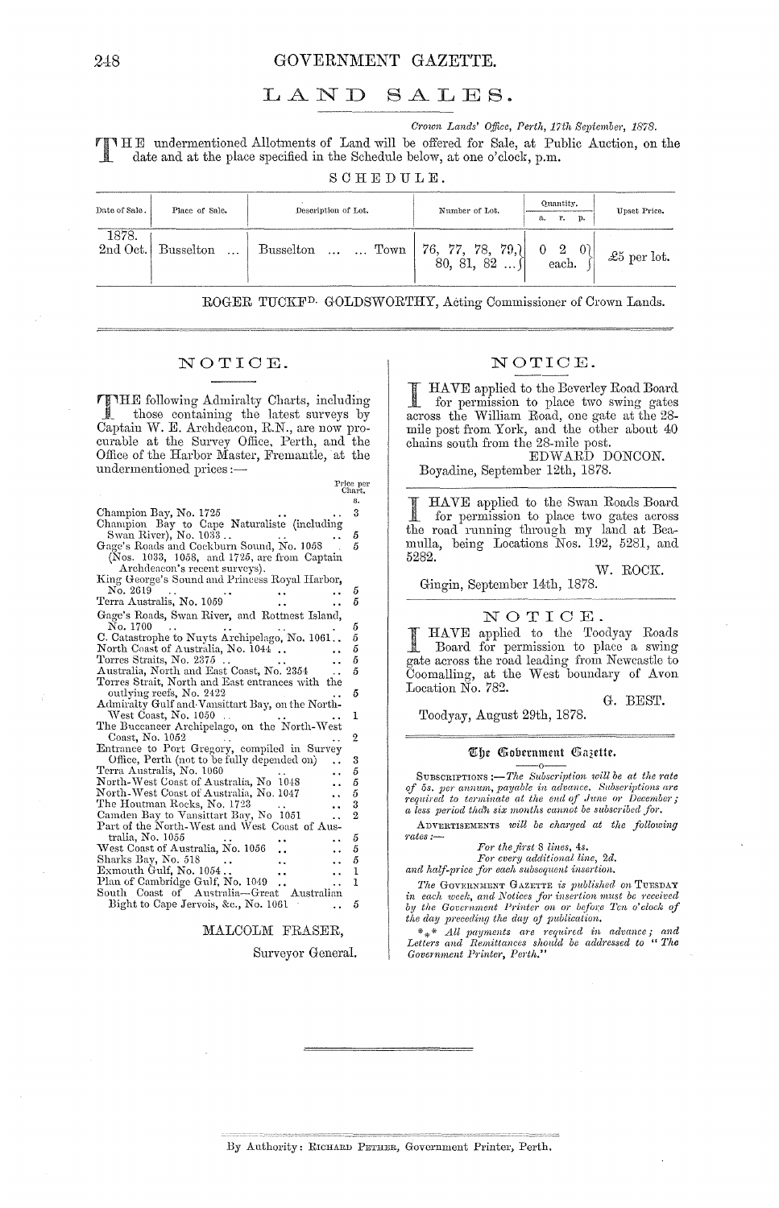# LAND SALES.

*Crown Lands' Office, Perth, 17th September, 1878.*

THE undermentioned Allotments of Land will be offered for Sale, at Public Auction, on the date and at the place specified in the Schedule below, at one o'clock, p.m.

SCHEDULE.

| Date of Sale. | Place of Sale. | Description of Lot. | Number of Lot. | Quantity. a. r. p. | Upset Price. |
|---|---|---|---|---|---|
| 1878. 2nd Oct. | Busselton ... | Busselton ... ... Town | 76, 77, 78, 79, 80, 81, 82 ... | 0 2 0 each. | £5 per lot. |

ROGER TUCKFD. GOLDSWORTHY, Acting Commissioner of Crown Lands.

---

## NOTICE.

THE following Admiralty Charts, including those containing the latest surveys by Captain W. E. Archdeacon, R.N., are now procurable at the Survey Office, Perth, and the Office of the Harbor Master, Fremantle, at the undermentioned prices:—

| | Price per Chart. s. |
|---|---|
| Champion Bay, No. 1725 .. .. | 3 |
| Champion Bay to Cape Naturaliste (including Swan River), No. 1033 .. .. .. | 5 |
| Gage's Roads and Cockburn Sound, No. 1058 .. | 5 |
| (Nos. 1033, 1058, and 1725, are from Captain Archdeacon's recent surveys). | |
| King George's Sound and Princess Royal Harbor, No. 2619 .. .. .. .. | 5 |
| Terra Australis, No. 1059 .. .. | 5 |
| Gage's Roads, Swan River, and Rottnest Island, No. 1700 .. .. .. .. | 5 |
| C. Catastrophe to Nuyts Archipelago, No. 1061 .. | 5 |
| North Coast of Australia, No. 1044 .. .. | 5 |
| Torres Straits, No. 2375 .. .. .. | 5 |
| Australia, North and East Coast, No. 2354 .. | 5 |
| Torres Strait, North and East entrances with the outlying reefs, No. 2422 .. .. | 5 |
| Admiralty Gulf and Vansittart Bay, on the North-West Coast, No. 1050 .. .. .. | 1 |
| The Buccaneer Archipelago, on the North-West Coast, No. 1052 .. .. | 2 |
| Entrance to Port Gregory, compiled in Survey Office, Perth (not to be fully depended on) .. | 3 |
| Terra Australis, No. 1060 .. .. | 5 |
| North-West Coast of Australia, No 1048 .. | 5 |
| North-West Coast of Australia, No. 1047 .. | 5 |
| The Houtman Rocks, No. 1723 .. .. | 3 |
| Camden Bay to Vansittart Bay, No 1051 .. | 2 |
| Part of the North-West and West Coast of Australia, No. 1055 .. .. .. | 5 |
| West Coast of Australia, No. 1056 .. .. | 5 |
| Sharks Bay, No. 518 .. .. .. | 5 |
| Exmouth Gulf, No. 1054 .. .. .. | 1 |
| Plan of Cambridge Gulf, No. 1049 .. .. | 1 |
| South Coast of Australia—Great Australian Bight to Cape Jervois, &c., No. 1061 .. | 5 |

MALCOLM FRASER,
Surveyor General.

---

## NOTICE.

I HAVE applied to the Beverley Road Board for permission to place two swing gates across the William Road, one gate at the 28-mile post from York, and the other about 40 chains south from the 28-mile post.

EDWARD DONCON.

Boyadine, September 12th, 1878.

I HAVE applied to the Swan Roads Board for permission to place two gates across the road running through my land at Beamulla, being Locations Nos. 192, 5281, and 5282.

W. ROCK.

Gingin, September 14th, 1878.

## NOTICE.

I HAVE applied to the Toodyay Roads Board for permission to place a swing gate across the road leading from Newcastle to Coomalling, at the West boundary of Avon Location No. 782.

G. BEST.

Toodyay, August 29th, 1878.

---

## The Government Gazette.

SUBSCRIPTIONS:—*The Subscription will be at the rate of 5s. per annum, payable in advance. Subscriptions are required to terminate at the end of June or December; a less period than six months cannot be subscribed for.*

ADVERTISEMENTS *will be charged at the following rates:—*

*For the first 8 lines, 4s.*
*For every additional line, 2d.*
*and half-price for each subsequent insertion.*

*The* GOVERNMENT GAZETTE *is published on* TUESDAY *in each week, and Notices for insertion must be received by the Government Printer on or before Ten o'clock of the day preceding the day of publication.*

*\*\*\* All payments are required in advance; and Letters and Remittances should be addressed to "The Government Printer, Perth."*

---

By Authority: RICHARD PETHER, Government Printer, Perth.